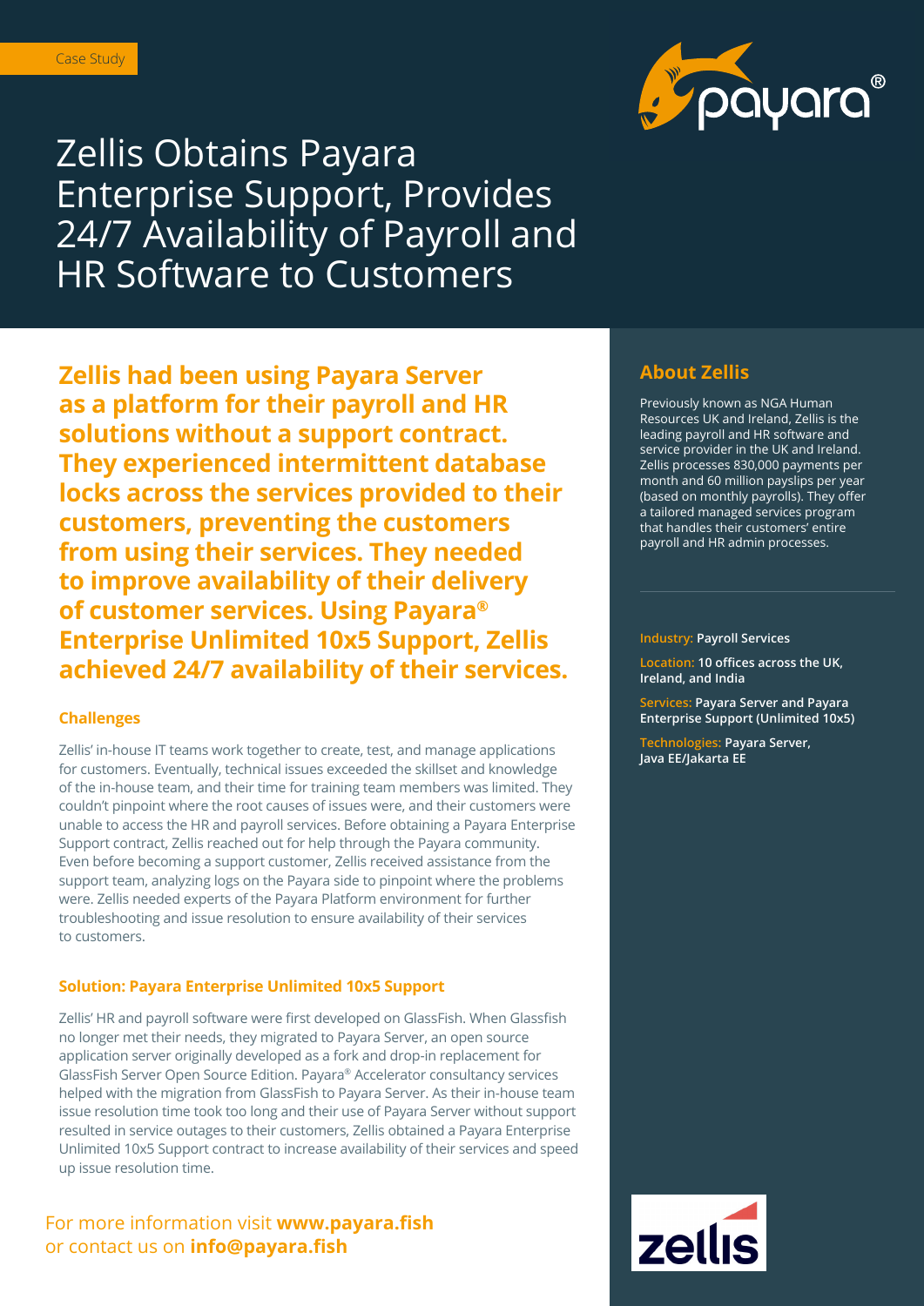Case Study

# Zellis Obtains Payara Enterprise Support, Provides 24/7 Availability of Payroll and HR Software to Customers

**Zellis had been using Payara Server as a platform for their payroll and HR solutions without a support contract. They experienced intermittent database locks across the services provided to their customers, preventing the customers from using their services. They needed to improve availability of their delivery of customer services. Using Payara® Enterprise Unlimited 10x5 Support, Zellis achieved 24/7 availability of their services.**

## Challenges

Zellis' in-house IT teams work together to create, test, and manage applications for customers. Eventually, technical issues exceeded the skillset and knowledge of the in-house team, and their time for training team members was limited. They couldn't pinpoint where the root causes of issues were, and their customers were unable to access the HR and payroll services. Before obtaining a Payara Enterprise Support contract, Zellis reached out for help through the Payara community. Even before becoming a support customer, Zellis received assistance from the support team, analyzing logs on the Payara side to pinpoint where the problems were. Zellis needed experts of the Payara Platform environment for further troubleshooting and issue resolution to ensure availability of their services to customers.

## Solution: Payara Enterprise Unlimited 10x5 Support

Zellis' HR and payroll software were first developed on GlassFish. When Glassfish no longer met their needs, they migrated to Payara Server, an open source application server originally developed as a fork and drop-in replacement for GlassFish Server Open Source Edition. Payara® Accelerator consultancy services helped with the migration from GlassFish to Payara Server. As their in-house team issue resolution time took too long and their use of Payara Server without support resulted in service outages to their customers, Zellis obtained a Payara Enterprise Unlimited 10x5 Support contract to increase availability of their services and speed up issue resolution time.

For more information visit **www.payara.fish** or contact us on **info@payara.fish**

## About Zellis

Previously known as NGA Human Resources UK and Ireland, Zellis is the leading payroll and HR software and service provider in the UK and Ireland. Zellis processes 830,000 payments per month and 60 million payslips per year (based on monthly payrolls). They offer a tailored managed services program that handles their customers' entire payroll and HR admin processes.

**Industry:** Payroll Services

**Location:** 10 offices across the UK, Ireland, and India

**Services:** Payara Server and Payara Enterprise Support (Unlimited 10x5)

**Technologies:** Payara Server, Java EE/Jakarta EE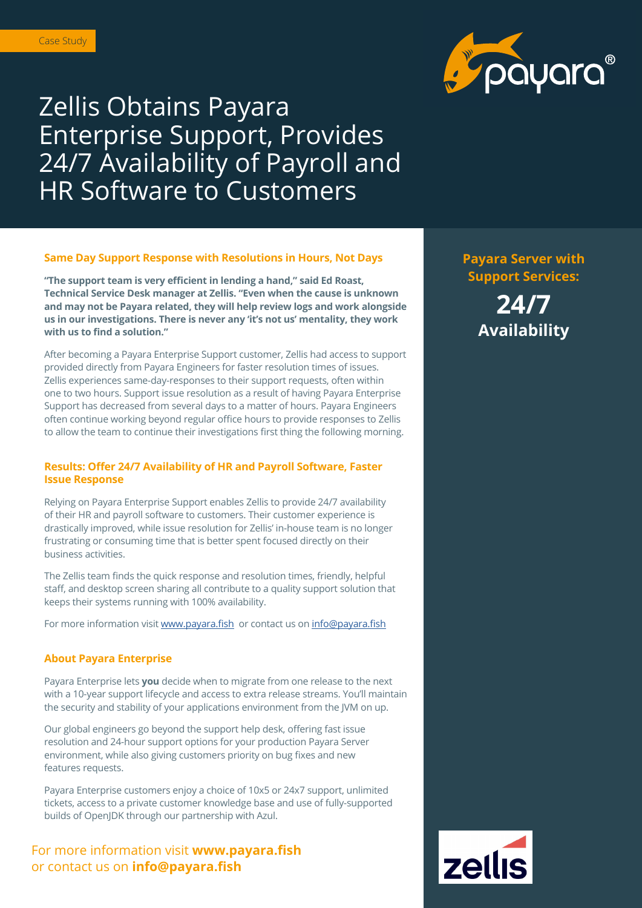Case Study

# Zellis Obtains Payara Enterprise Support, Provides 24/7 Availability of Payroll and HR Software to Customers

### Same Day Support Response with Resolutions in Hours, Not Days

**"The support team is very efficient in lending a hand," said Ed Roast, Technical Service Desk manager at Zellis. "Even when the cause is unknown and may not be Payara related, they will help review logs and work alongside us in our investigations. There is never any 'it's not us' mentality, they work with us to find a solution."**

After becoming a Payara Enterprise Support customer, Zellis had access to support provided directly from Payara Engineers for faster resolution times of issues. Zellis experiences same-day-responses to their support requests, often within one to two hours. Support issue resolution as a result of having Payara Enterprise Support has decreased from several days to a matter of hours. Payara Engineers often continue working beyond regular office hours to provide responses to Zellis to allow the team to continue their investigations first thing the following morning.

### Results: Offer 24/7 Availability of HR and Payroll Software, Faster Issue Response

Relying on Payara Enterprise Support enables Zellis to provide 24/7 availability of their HR and payroll software to customers. Their customer experience is drastically improved, while issue resolution for Zellis' in-house team is no longer frustrating or consuming time that is better spent focused directly on their business activities.

The Zellis team finds the quick response and resolution times, friendly, helpful staff, and desktop screen sharing all contribute to a quality support solution that keeps their systems running with 100% availability.

For more information visit www.payara.fish or contact us on info@payara.fish

### About Payara Enterprise

Payara Enterprise lets **you** decide when to migrate from one release to the next with a 10-year support lifecycle and access to extra release streams. You'll maintain the security and stability of your applications environment from the JVM on up.

Our global engineers go beyond the support help desk, offering fast issue resolution and 24-hour support options for your production Payara Server environment, while also giving customers priority on bug fixes and new features requests.

Payara Enterprise customers enjoy a choice of 10x5 or 24x7 support, unlimited tickets, access to a private customer knowledge base and use of fully-supported builds of OpenJDK through our partnership with Azul.

For more information visit **www.payara.fish**
or contact us on **info@payara.fish**

**Payara Server with Support Services:**

**24/7**
**Availability**